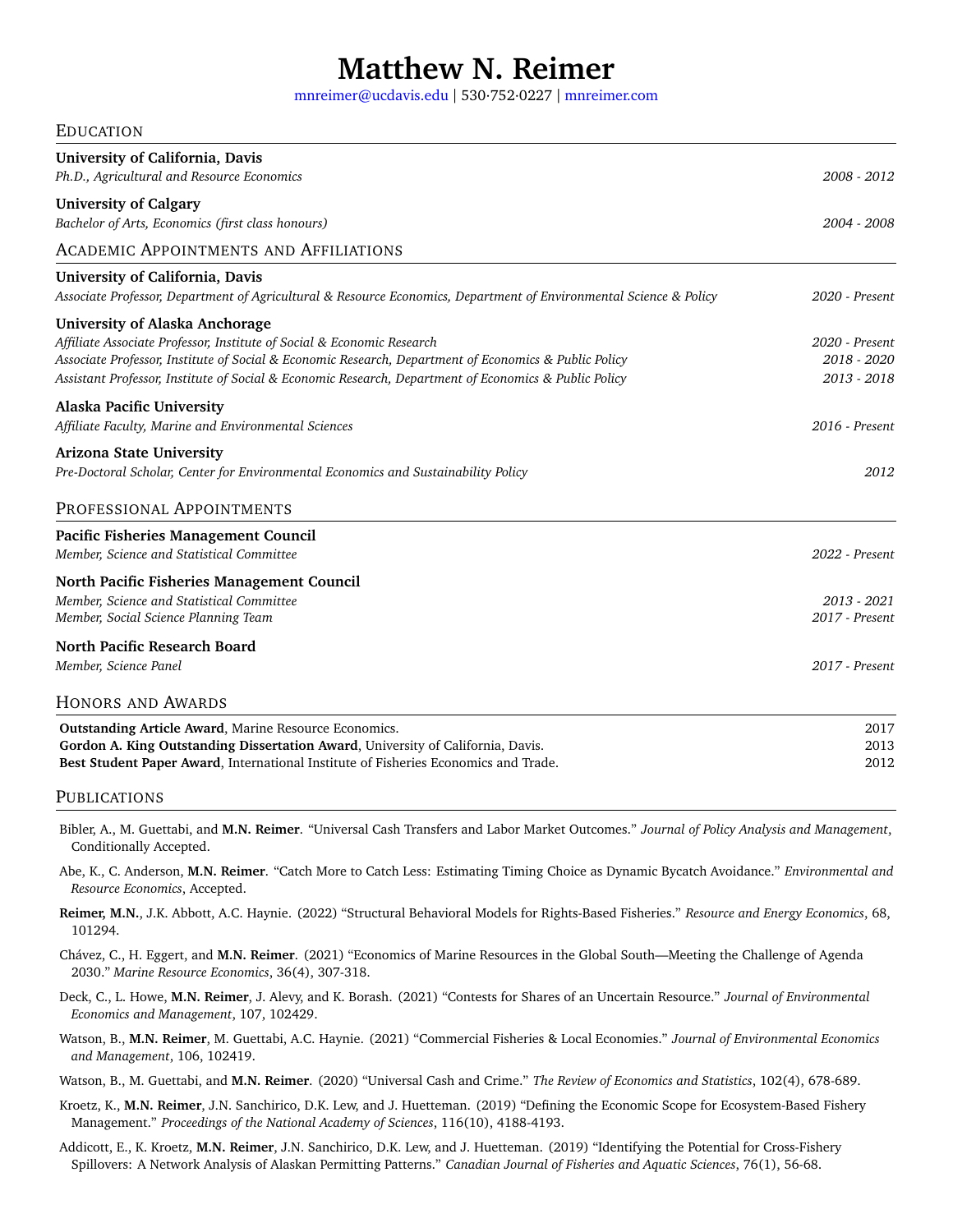# Matthew N. Reimer

mnreimer@ucdavis.edu | 530·752·0227 | mnreimer.com

## Education

**University of California, Davis**
*Ph.D., Agricultural and Resource Economics* — *2008 - 2012*

**University of Calgary**
*Bachelor of Arts, Economics (first class honours)* — *2004 - 2008*

## Academic Appointments and Affiliations

**University of California, Davis**
*Associate Professor, Department of Agricultural & Resource Economics, Department of Environmental Science & Policy* — *2020 - Present*

**University of Alaska Anchorage**
*Affiliate Associate Professor, Institute of Social & Economic Research* — *2020 - Present*
*Associate Professor, Institute of Social & Economic Research, Department of Economics & Public Policy* — *2018 - 2020*
*Assistant Professor, Institute of Social & Economic Research, Department of Economics & Public Policy* — *2013 - 2018*

**Alaska Pacific University**
*Affiliate Faculty, Marine and Environmental Sciences* — *2016 - Present*

**Arizona State University**
*Pre-Doctoral Scholar, Center for Environmental Economics and Sustainability Policy* — *2012*

## Professional Appointments

**Pacific Fisheries Management Council**
*Member, Science and Statistical Committee* — *2022 - Present*

**North Pacific Fisheries Management Council**
*Member, Science and Statistical Committee* — *2013 - 2021*
*Member, Social Science Planning Team* — *2017 - Present*

**North Pacific Research Board**
*Member, Science Panel* — *2017 - Present*

## Honors and Awards

**Outstanding Article Award**, Marine Resource Economics. — 2017
**Gordon A. King Outstanding Dissertation Award**, University of California, Davis. — 2013
**Best Student Paper Award**, International Institute of Fisheries Economics and Trade. — 2012

## Publications

Bibler, A., M. Guettabi, and **M.N. Reimer**. "Universal Cash Transfers and Labor Market Outcomes." *Journal of Policy Analysis and Management*, Conditionally Accepted.

Abe, K., C. Anderson, **M.N. Reimer**. "Catch More to Catch Less: Estimating Timing Choice as Dynamic Bycatch Avoidance." *Environmental and Resource Economics*, Accepted.

**Reimer, M.N.**, J.K. Abbott, A.C. Haynie. (2022) "Structural Behavioral Models for Rights-Based Fisheries." *Resource and Energy Economics*, 68, 101294.

Chávez, C., H. Eggert, and **M.N. Reimer**. (2021) "Economics of Marine Resources in the Global South—Meeting the Challenge of Agenda 2030." *Marine Resource Economics*, 36(4), 307-318.

Deck, C., L. Howe, **M.N. Reimer**, J. Alevy, and K. Borash. (2021) "Contests for Shares of an Uncertain Resource." *Journal of Environmental Economics and Management*, 107, 102429.

Watson, B., **M.N. Reimer**, M. Guettabi, A.C. Haynie. (2021) "Commercial Fisheries & Local Economies." *Journal of Environmental Economics and Management*, 106, 102419.

Watson, B., M. Guettabi, and **M.N. Reimer**. (2020) "Universal Cash and Crime." *The Review of Economics and Statistics*, 102(4), 678-689.

Kroetz, K., **M.N. Reimer**, J.N. Sanchirico, D.K. Lew, and J. Huetteman. (2019) "Defining the Economic Scope for Ecosystem-Based Fishery Management." *Proceedings of the National Academy of Sciences*, 116(10), 4188-4193.

Addicott, E., K. Kroetz, **M.N. Reimer**, J.N. Sanchirico, D.K. Lew, and J. Huetteman. (2019) "Identifying the Potential for Cross-Fishery Spillovers: A Network Analysis of Alaskan Permitting Patterns." *Canadian Journal of Fisheries and Aquatic Sciences*, 76(1), 56-68.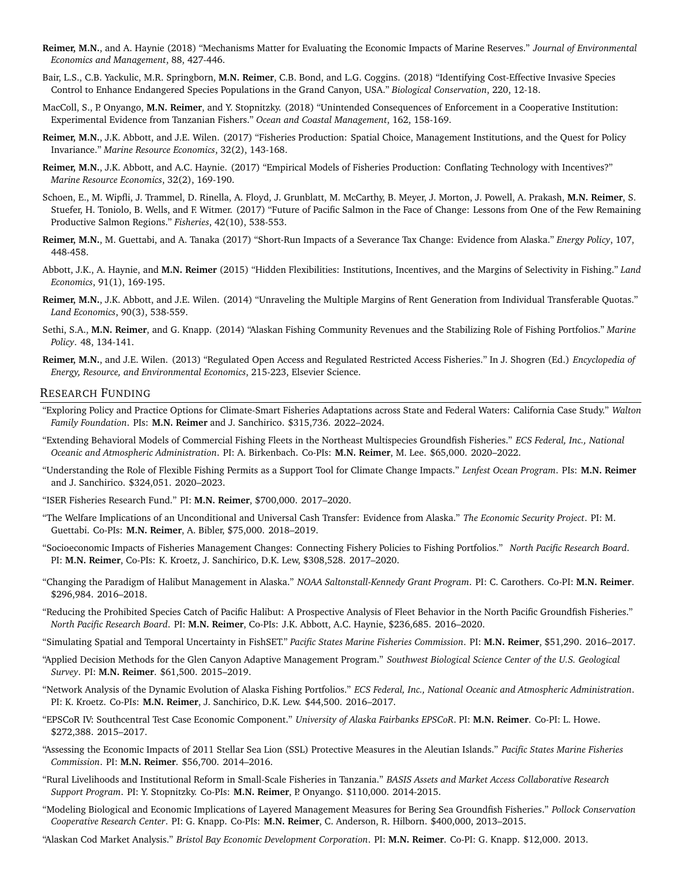**Reimer, M.N.**, and A. Haynie (2018) "Mechanisms Matter for Evaluating the Economic Impacts of Marine Reserves." *Journal of Environmental Economics and Management*, 88, 427-446.

Bair, L.S., C.B. Yackulic, M.R. Springborn, **M.N. Reimer**, C.B. Bond, and L.G. Coggins. (2018) "Identifying Cost-Effective Invasive Species Control to Enhance Endangered Species Populations in the Grand Canyon, USA." *Biological Conservation*, 220, 12-18.

MacColl, S., P. Onyango, **M.N. Reimer**, and Y. Stopnitzky. (2018) "Unintended Consequences of Enforcement in a Cooperative Institution: Experimental Evidence from Tanzanian Fishers." *Ocean and Coastal Management*, 162, 158-169.

**Reimer, M.N.**, J.K. Abbott, and J.E. Wilen. (2017) "Fisheries Production: Spatial Choice, Management Institutions, and the Quest for Policy Invariance." *Marine Resource Economics*, 32(2), 143-168.

**Reimer, M.N.**, J.K. Abbott, and A.C. Haynie. (2017) "Empirical Models of Fisheries Production: Conflating Technology with Incentives?" *Marine Resource Economics*, 32(2), 169-190.

Schoen, E., M. Wipfli, J. Trammel, D. Rinella, A. Floyd, J. Grunblatt, M. McCarthy, B. Meyer, J. Morton, J. Powell, A. Prakash, **M.N. Reimer**, S. Stuefer, H. Toniolo, B. Wells, and F. Witmer. (2017) "Future of Pacific Salmon in the Face of Change: Lessons from One of the Few Remaining Productive Salmon Regions." *Fisheries*, 42(10), 538-553.

**Reimer, M.N.**, M. Guettabi, and A. Tanaka (2017) "Short-Run Impacts of a Severance Tax Change: Evidence from Alaska." *Energy Policy*, 107, 448-458.

Abbott, J.K., A. Haynie, and **M.N. Reimer** (2015) "Hidden Flexibilities: Institutions, Incentives, and the Margins of Selectivity in Fishing." *Land Economics*, 91(1), 169-195.

**Reimer, M.N.**, J.K. Abbott, and J.E. Wilen. (2014) "Unraveling the Multiple Margins of Rent Generation from Individual Transferable Quotas." *Land Economics*, 90(3), 538-559.

Sethi, S.A., **M.N. Reimer**, and G. Knapp. (2014) "Alaskan Fishing Community Revenues and the Stabilizing Role of Fishing Portfolios." *Marine Policy*. 48, 134-141.

**Reimer, M.N.**, and J.E. Wilen. (2013) "Regulated Open Access and Regulated Restricted Access Fisheries." In J. Shogren (Ed.) *Encyclopedia of Energy, Resource, and Environmental Economics*, 215-223, Elsevier Science.

## Research Funding

"Exploring Policy and Practice Options for Climate-Smart Fisheries Adaptations across State and Federal Waters: California Case Study." *Walton Family Foundation*. PIs: **M.N. Reimer** and J. Sanchirico. $315,736. 2022–2024.

"Extending Behavioral Models of Commercial Fishing Fleets in the Northeast Multispecies Groundfish Fisheries." *ECS Federal, Inc., National Oceanic and Atmospheric Administration*. PI: A. Birkenbach. Co-PIs: **M.N. Reimer**, M. Lee. $65,000. 2020–2022.

"Understanding the Role of Flexible Fishing Permits as a Support Tool for Climate Change Impacts." *Lenfest Ocean Program*. PIs: **M.N. Reimer** and J. Sanchirico. $324,051. 2020–2023.

"ISER Fisheries Research Fund." PI: **M.N. Reimer**, $700,000. 2017–2020.

"The Welfare Implications of an Unconditional and Universal Cash Transfer: Evidence from Alaska." *The Economic Security Project*. PI: M. Guettabi. Co-PIs: **M.N. Reimer**, A. Bibler, $75,000. 2018–2019.

"Socioeconomic Impacts of Fisheries Management Changes: Connecting Fishery Policies to Fishing Portfolios." *North Pacific Research Board*. PI: **M.N. Reimer**, Co-PIs: K. Kroetz, J. Sanchirico, D.K. Lew, $308,528. 2017–2020.

"Changing the Paradigm of Halibut Management in Alaska." *NOAA Saltonstall-Kennedy Grant Program*. PI: C. Carothers. Co-PI: **M.N. Reimer**. $296,984. 2016–2018.

"Reducing the Prohibited Species Catch of Pacific Halibut: A Prospective Analysis of Fleet Behavior in the North Pacific Groundfish Fisheries." *North Pacific Research Board*. PI: **M.N. Reimer**, Co-PIs: J.K. Abbott, A.C. Haynie, $236,685. 2016–2020.

"Simulating Spatial and Temporal Uncertainty in FishSET." *Pacific States Marine Fisheries Commission*. PI: **M.N. Reimer**, $51,290. 2016–2017.

"Applied Decision Methods for the Glen Canyon Adaptive Management Program." *Southwest Biological Science Center of the U.S. Geological Survey*. PI: **M.N. Reimer**. $61,500. 2015–2019.

"Network Analysis of the Dynamic Evolution of Alaska Fishing Portfolios." *ECS Federal, Inc., National Oceanic and Atmospheric Administration*. PI: K. Kroetz. Co-PIs: **M.N. Reimer**, J. Sanchirico, D.K. Lew. $44,500. 2016–2017.

"EPSCoR IV: Southcentral Test Case Economic Component." *University of Alaska Fairbanks EPSCoR*. PI: **M.N. Reimer**. Co-PI: L. Howe. $272,388. 2015–2017.

"Assessing the Economic Impacts of 2011 Stellar Sea Lion (SSL) Protective Measures in the Aleutian Islands." *Pacific States Marine Fisheries Commission*. PI: **M.N. Reimer**. $56,700. 2014–2016.

"Rural Livelihoods and Institutional Reform in Small-Scale Fisheries in Tanzania." *BASIS Assets and Market Access Collaborative Research Support Program*. PI: Y. Stopnitzky. Co-PIs: **M.N. Reimer**, P. Onyango. $110,000. 2014-2015.

"Modeling Biological and Economic Implications of Layered Management Measures for Bering Sea Groundfish Fisheries." *Pollock Conservation Cooperative Research Center*. PI: G. Knapp. Co-PIs: **M.N. Reimer**, C. Anderson, R. Hilborn. $400,000, 2013–2015.

"Alaskan Cod Market Analysis." *Bristol Bay Economic Development Corporation*. PI: **M.N. Reimer**. Co-PI: G. Knapp. $12,000. 2013.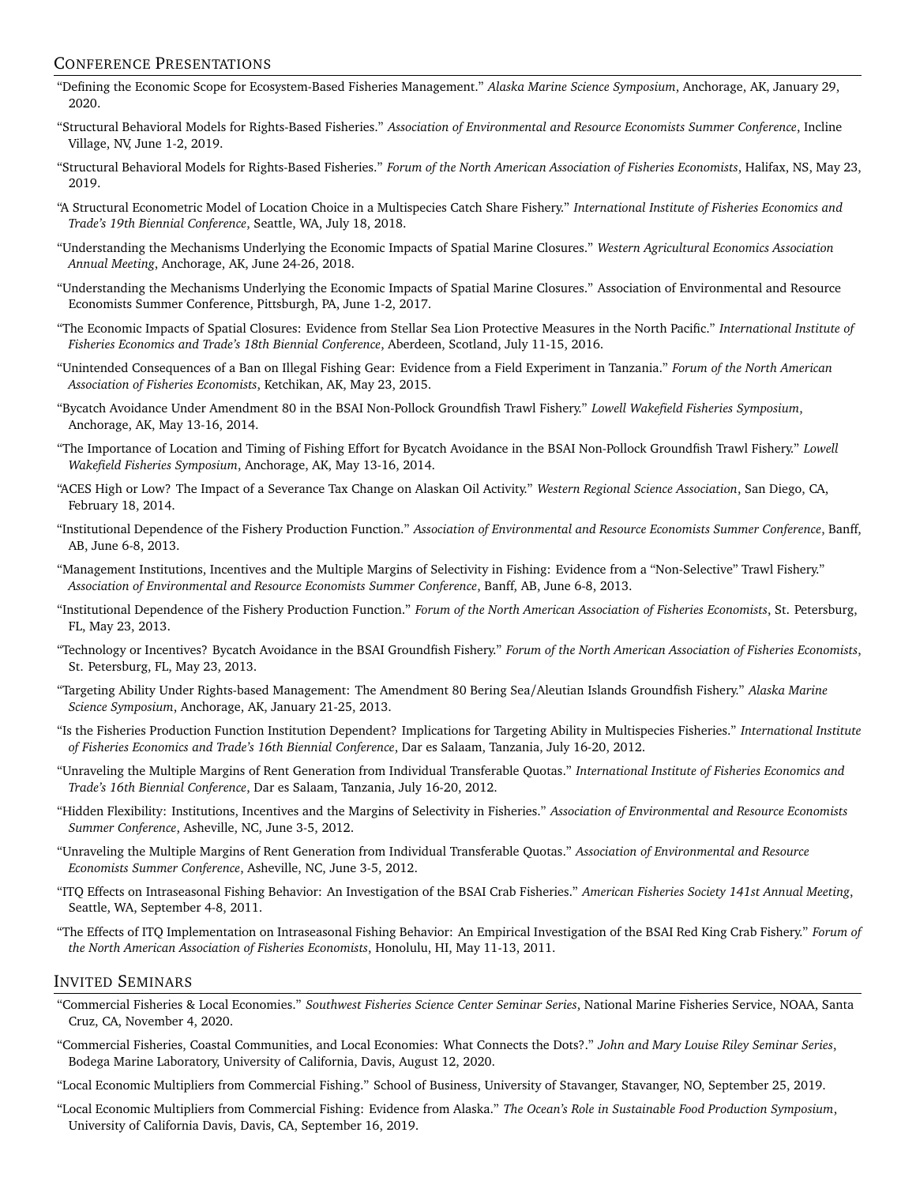## Conference Presentations

"Defining the Economic Scope for Ecosystem-Based Fisheries Management." *Alaska Marine Science Symposium*, Anchorage, AK, January 29, 2020.

"Structural Behavioral Models for Rights-Based Fisheries." *Association of Environmental and Resource Economists Summer Conference*, Incline Village, NV, June 1-2, 2019.

"Structural Behavioral Models for Rights-Based Fisheries." *Forum of the North American Association of Fisheries Economists*, Halifax, NS, May 23, 2019.

"A Structural Econometric Model of Location Choice in a Multispecies Catch Share Fishery." *International Institute of Fisheries Economics and Trade's 19th Biennial Conference*, Seattle, WA, July 18, 2018.

"Understanding the Mechanisms Underlying the Economic Impacts of Spatial Marine Closures." *Western Agricultural Economics Association Annual Meeting*, Anchorage, AK, June 24-26, 2018.

"Understanding the Mechanisms Underlying the Economic Impacts of Spatial Marine Closures." Association of Environmental and Resource Economists Summer Conference, Pittsburgh, PA, June 1-2, 2017.

"The Economic Impacts of Spatial Closures: Evidence from Stellar Sea Lion Protective Measures in the North Pacific." *International Institute of Fisheries Economics and Trade's 18th Biennial Conference*, Aberdeen, Scotland, July 11-15, 2016.

"Unintended Consequences of a Ban on Illegal Fishing Gear: Evidence from a Field Experiment in Tanzania." *Forum of the North American Association of Fisheries Economists*, Ketchikan, AK, May 23, 2015.

"Bycatch Avoidance Under Amendment 80 in the BSAI Non-Pollock Groundfish Trawl Fishery." *Lowell Wakefield Fisheries Symposium*, Anchorage, AK, May 13-16, 2014.

"The Importance of Location and Timing of Fishing Effort for Bycatch Avoidance in the BSAI Non-Pollock Groundfish Trawl Fishery." *Lowell Wakefield Fisheries Symposium*, Anchorage, AK, May 13-16, 2014.

"ACES High or Low? The Impact of a Severance Tax Change on Alaskan Oil Activity." *Western Regional Science Association*, San Diego, CA, February 18, 2014.

"Institutional Dependence of the Fishery Production Function." *Association of Environmental and Resource Economists Summer Conference*, Banff, AB, June 6-8, 2013.

"Management Institutions, Incentives and the Multiple Margins of Selectivity in Fishing: Evidence from a "Non-Selective" Trawl Fishery." *Association of Environmental and Resource Economists Summer Conference*, Banff, AB, June 6-8, 2013.

"Institutional Dependence of the Fishery Production Function." *Forum of the North American Association of Fisheries Economists*, St. Petersburg, FL, May 23, 2013.

"Technology or Incentives? Bycatch Avoidance in the BSAI Groundfish Fishery." *Forum of the North American Association of Fisheries Economists*, St. Petersburg, FL, May 23, 2013.

"Targeting Ability Under Rights-based Management: The Amendment 80 Bering Sea/Aleutian Islands Groundfish Fishery." *Alaska Marine Science Symposium*, Anchorage, AK, January 21-25, 2013.

"Is the Fisheries Production Function Institution Dependent? Implications for Targeting Ability in Multispecies Fisheries." *International Institute of Fisheries Economics and Trade's 16th Biennial Conference*, Dar es Salaam, Tanzania, July 16-20, 2012.

"Unraveling the Multiple Margins of Rent Generation from Individual Transferable Quotas." *International Institute of Fisheries Economics and Trade's 16th Biennial Conference*, Dar es Salaam, Tanzania, July 16-20, 2012.

"Hidden Flexibility: Institutions, Incentives and the Margins of Selectivity in Fisheries." *Association of Environmental and Resource Economists Summer Conference*, Asheville, NC, June 3-5, 2012.

"Unraveling the Multiple Margins of Rent Generation from Individual Transferable Quotas." *Association of Environmental and Resource Economists Summer Conference*, Asheville, NC, June 3-5, 2012.

"ITQ Effects on Intraseasonal Fishing Behavior: An Investigation of the BSAI Crab Fisheries." *American Fisheries Society 141st Annual Meeting*, Seattle, WA, September 4-8, 2011.

"The Effects of ITQ Implementation on Intraseasonal Fishing Behavior: An Empirical Investigation of the BSAI Red King Crab Fishery." *Forum of the North American Association of Fisheries Economists*, Honolulu, HI, May 11-13, 2011.

## Invited Seminars

"Commercial Fisheries & Local Economies." *Southwest Fisheries Science Center Seminar Series*, National Marine Fisheries Service, NOAA, Santa Cruz, CA, November 4, 2020.

"Commercial Fisheries, Coastal Communities, and Local Economies: What Connects the Dots?." *John and Mary Louise Riley Seminar Series*, Bodega Marine Laboratory, University of California, Davis, August 12, 2020.

"Local Economic Multipliers from Commercial Fishing." School of Business, University of Stavanger, Stavanger, NO, September 25, 2019.

"Local Economic Multipliers from Commercial Fishing: Evidence from Alaska." *The Ocean's Role in Sustainable Food Production Symposium*, University of California Davis, Davis, CA, September 16, 2019.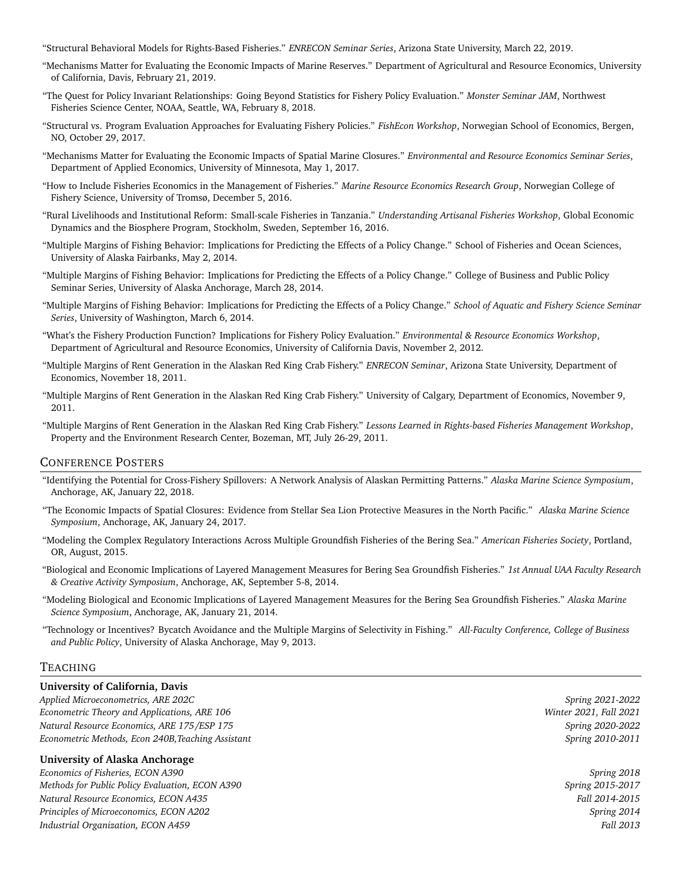"Structural Behavioral Models for Rights-Based Fisheries." *ENRECON Seminar Series*, Arizona State University, March 22, 2019.

"Mechanisms Matter for Evaluating the Economic Impacts of Marine Reserves." Department of Agricultural and Resource Economics, University of California, Davis, February 21, 2019.

"The Quest for Policy Invariant Relationships: Going Beyond Statistics for Fishery Policy Evaluation." *Monster Seminar JAM*, Northwest Fisheries Science Center, NOAA, Seattle, WA, February 8, 2018.

"Structural vs. Program Evaluation Approaches for Evaluating Fishery Policies." *FishEcon Workshop*, Norwegian School of Economics, Bergen, NO, October 29, 2017.

"Mechanisms Matter for Evaluating the Economic Impacts of Spatial Marine Closures." *Environmental and Resource Economics Seminar Series*, Department of Applied Economics, University of Minnesota, May 1, 2017.

"How to Include Fisheries Economics in the Management of Fisheries." *Marine Resource Economics Research Group*, Norwegian College of Fishery Science, University of Tromsø, December 5, 2016.

"Rural Livelihoods and Institutional Reform: Small-scale Fisheries in Tanzania." *Understanding Artisanal Fisheries Workshop*, Global Economic Dynamics and the Biosphere Program, Stockholm, Sweden, September 16, 2016.

"Multiple Margins of Fishing Behavior: Implications for Predicting the Effects of a Policy Change." School of Fisheries and Ocean Sciences, University of Alaska Fairbanks, May 2, 2014.

"Multiple Margins of Fishing Behavior: Implications for Predicting the Effects of a Policy Change." College of Business and Public Policy Seminar Series, University of Alaska Anchorage, March 28, 2014.

"Multiple Margins of Fishing Behavior: Implications for Predicting the Effects of a Policy Change." *School of Aquatic and Fishery Science Seminar Series*, University of Washington, March 6, 2014.

"What's the Fishery Production Function? Implications for Fishery Policy Evaluation." *Environmental & Resource Economics Workshop*, Department of Agricultural and Resource Economics, University of California Davis, November 2, 2012.

"Multiple Margins of Rent Generation in the Alaskan Red King Crab Fishery." *ENRECON Seminar*, Arizona State University, Department of Economics, November 18, 2011.

"Multiple Margins of Rent Generation in the Alaskan Red King Crab Fishery." University of Calgary, Department of Economics, November 9, 2011.

"Multiple Margins of Rent Generation in the Alaskan Red King Crab Fishery." *Lessons Learned in Rights-based Fisheries Management Workshop*, Property and the Environment Research Center, Bozeman, MT, July 26-29, 2011.

## Conference Posters

"Identifying the Potential for Cross-Fishery Spillovers: A Network Analysis of Alaskan Permitting Patterns." *Alaska Marine Science Symposium*, Anchorage, AK, January 22, 2018.

"The Economic Impacts of Spatial Closures: Evidence from Stellar Sea Lion Protective Measures in the North Pacific." *Alaska Marine Science Symposium*, Anchorage, AK, January 24, 2017.

"Modeling the Complex Regulatory Interactions Across Multiple Groundfish Fisheries of the Bering Sea." *American Fisheries Society*, Portland, OR, August, 2015.

"Biological and Economic Implications of Layered Management Measures for Bering Sea Groundfish Fisheries." *1st Annual UAA Faculty Research & Creative Activity Symposium*, Anchorage, AK, September 5-8, 2014.

"Modeling Biological and Economic Implications of Layered Management Measures for the Bering Sea Groundfish Fisheries." *Alaska Marine Science Symposium*, Anchorage, AK, January 21, 2014.

"Technology or Incentives? Bycatch Avoidance and the Multiple Margins of Selectivity in Fishing." *All-Faculty Conference, College of Business and Public Policy*, University of Alaska Anchorage, May 9, 2013.

## Teaching

**University of California, Davis**

*Applied Microeconometrics, ARE 202C* — *Spring 2021-2022*
*Econometric Theory and Applications, ARE 106* — *Winter 2021, Fall 2021*
*Natural Resource Economics, ARE 175/ESP 175* — *Spring 2020-2022*
*Econometric Methods, Econ 240B,Teaching Assistant* — *Spring 2010-2011*

**University of Alaska Anchorage**

*Economics of Fisheries, ECON A390* — *Spring 2018*
*Methods for Public Policy Evaluation, ECON A390* — *Spring 2015-2017*
*Natural Resource Economics, ECON A435* — *Fall 2014-2015*
*Principles of Microeconomics, ECON A202* — *Spring 2014*
*Industrial Organization, ECON A459* — *Fall 2013*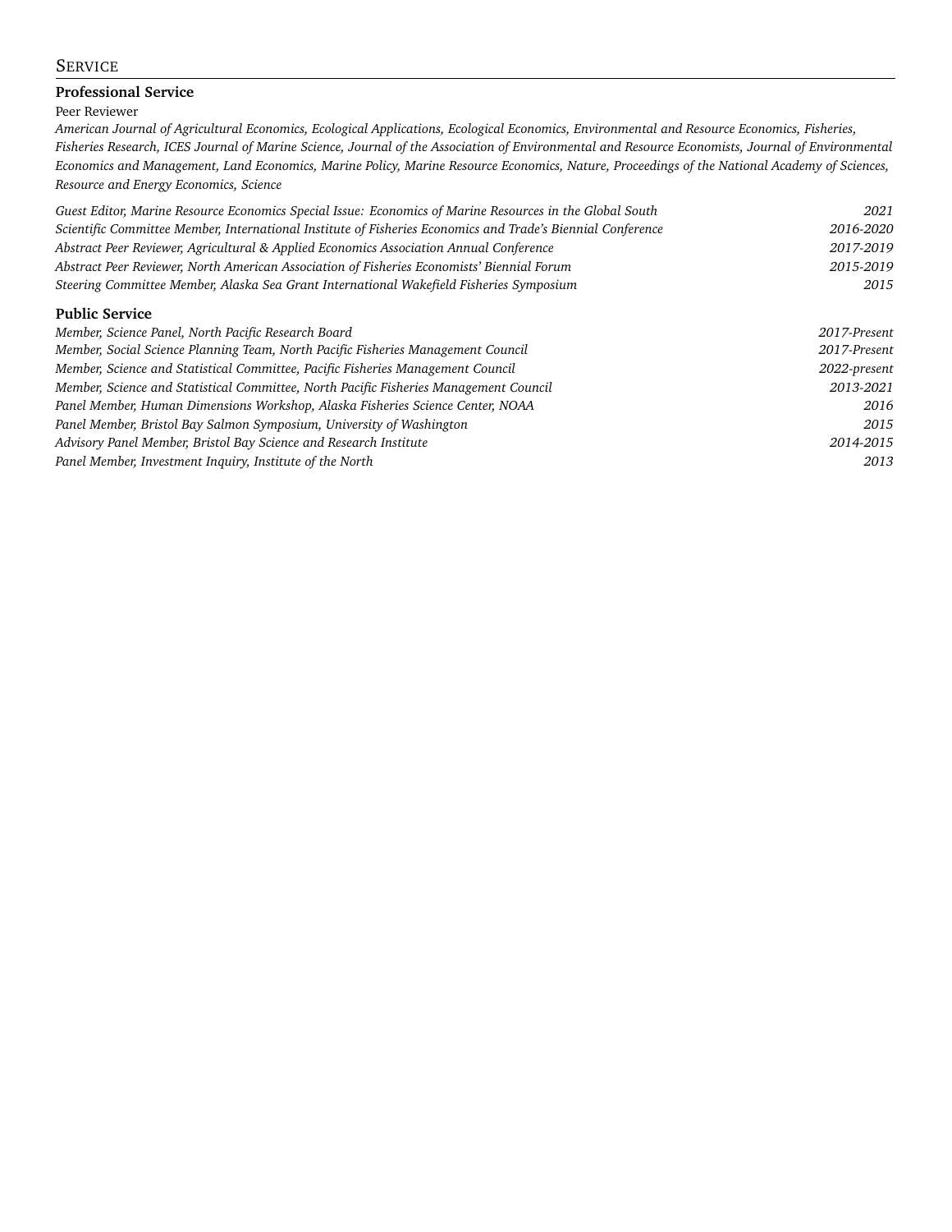## Service

### Professional Service

Peer Reviewer

*American Journal of Agricultural Economics, Ecological Applications, Ecological Economics, Environmental and Resource Economics, Fisheries, Fisheries Research, ICES Journal of Marine Science, Journal of the Association of Environmental and Resource Economists, Journal of Environmental Economics and Management, Land Economics, Marine Policy, Marine Resource Economics, Nature, Proceedings of the National Academy of Sciences, Resource and Energy Economics, Science*

| | |
|---|---|
| *Guest Editor, Marine Resource Economics Special Issue: Economics of Marine Resources in the Global South* | *2021* |
| *Scientific Committee Member, International Institute of Fisheries Economics and Trade's Biennial Conference* | *2016-2020* |
| *Abstract Peer Reviewer, Agricultural & Applied Economics Association Annual Conference* | *2017-2019* |
| *Abstract Peer Reviewer, North American Association of Fisheries Economists' Biennial Forum* | *2015-2019* |
| *Steering Committee Member, Alaska Sea Grant International Wakefield Fisheries Symposium* | *2015* |

### Public Service

| | |
|---|---|
| *Member, Science Panel, North Pacific Research Board* | *2017-Present* |
| *Member, Social Science Planning Team, North Pacific Fisheries Management Council* | *2017-Present* |
| *Member, Science and Statistical Committee, Pacific Fisheries Management Council* | *2022-present* |
| *Member, Science and Statistical Committee, North Pacific Fisheries Management Council* | *2013-2021* |
| *Panel Member, Human Dimensions Workshop, Alaska Fisheries Science Center, NOAA* | *2016* |
| *Panel Member, Bristol Bay Salmon Symposium, University of Washington* | *2015* |
| *Advisory Panel Member, Bristol Bay Science and Research Institute* | *2014-2015* |
| *Panel Member, Investment Inquiry, Institute of the North* | *2013* |